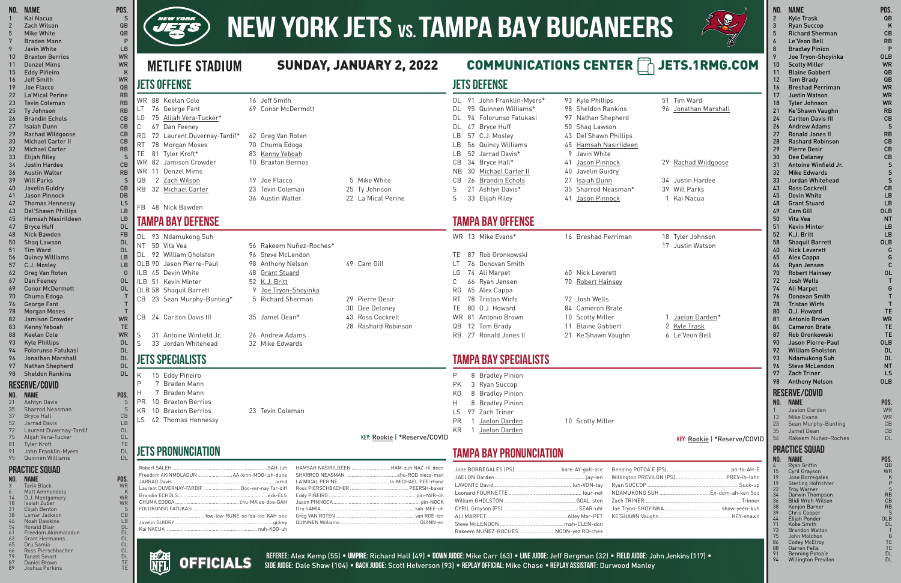# NEW YORK JETS vs. TAMPA BAY BUCANEERS

**METLIFE STADIUM** | **SUNDAY, JANUARY 2, 2022** | **COMMUNICATIONS CENTER JETS.1RMG.COM**

## New York Jets Roster

| NO. | NAME | POS. |
|---|---|---|
| 1 | Kai Nacua | S |
| 2 | Zach Wilson | QB |
| 5 | Mike White | QB |
| 7 | Braden Mann | P |
| 9 | Javin White | LB |
| 10 | Braxton Berrios | WR |
| 11 | Denzel Mims | WR |
| 15 | Eddy Piñeiro | K |
| 16 | Jeff Smith | WR |
| 19 | Joe Flacco | QB |
| 22 | La'Mical Perine | RB |
| 23 | Tevin Coleman | RB |
| 25 | Ty Johnson | RB |
| 26 | Brandin Echols | CB |
| 27 | Isaiah Dunn | CB |
| 29 | Rachad Wildgoose | CB |
| 30 | Michael Carter II | CB |
| 32 | Michael Carter | RB |
| 33 | Elijah Riley | S |
| 34 | Justin Hardee | CB |
| 36 | Austin Walter | RB |
| 39 | Will Parks | S |
| 40 | Javelin Guidry | CB |
| 41 | Jason Pinnock | DB |
| 42 | Thomas Hennessy | LS |
| 43 | Del'Shawn Phillips | LB |
| 45 | Hamsah Nasirildeen | LB |
| 47 | Bryce Huff | DL |
| 48 | Nick Bawden | FB |
| 50 | Shaq Lawson | DL |
| 51 | Tim Ward | DL |
| 56 | Quincy Williams | LB |
| 57 | C.J. Mosley | LB |
| 62 | Greg Van Roten | G |
| 67 | Dan Feeney | OL |
| 69 | Conor McDermott | OL |
| 70 | Chuma Edoga | T |
| 76 | George Fant | T |
| 78 | Morgan Moses | T |
| 82 | Jamison Crowder | WR |
| 83 | Kenny Yeboah | TE |
| 88 | Keelan Cole | WR |
| 93 | Kyle Phillips | DL |
| 94 | Folorunso Fatukasi | DL |
| 96 | Jonathan Marshall | DL |
| 97 | Nathan Shepherd | DL |
| 98 | Sheldon Rankins | DL |

### RESERVE/COVID

| NO. | NAME | POS. |
|---|---|---|
| 21 | Ashtyn Davis | S |
| 35 | Sharrod Neasman | S |
| 37 | Bryce Hall | CB |
| 52 | Jarrad Davis | LB |
| 72 | Laurent Duvernay-Tardif | OL |
| 75 | Alijah Vera-Tucker | OL |
| 81 | Tyler Kroft | TE |
| 91 | John Franklin-Myers | DL |
| 95 | Quinnen Williams | DL |

### PRACTICE SQUAD

| NO. | NAME | POS. |
|---|---|---|
| 3 | Tarik Black | WR |
| 6 | Matt Ammendola | K |
| 14 | D.J. Montgomery | WR |
| 18 | Isaiah Zuber | WR |
| 31 | Elijah Benton | S |
| 38 | Lamar Jackson | CB |
| 46 | Noah Dawkins | LB |
| 54 | Ronald Blair | DL |
| 61 | Freedom Akinmoladun | DL |
| 63 | Grant Hermanns | OL |
| 65 | Dru Samia | OL |
| 66 | Ross Pierschbacher | OL |
| 79 | Tanzel Smart | DL |
| 87 | Daniel Brown | TE |
| 89 | Joshua Perkins | TE |

## JETS OFFENSE

| POS | Starter | Backup | Backup | Backup |
|---|---|---|---|---|
| WR | 88 Keelan Cole | 16 Jeff Smith | | |
| LT | 76 George Fant | 69 Conor McDermott | | |
| LG | 75 Alijah Vera-Tucker* | | | |
| C | 67 Dan Feeney | | | |
| RG | 72 Laurent Duvernay-Tardif* | 62 Greg Van Roten | | |
| RT | 78 Morgan Moses | 70 Chuma Edoga | | |
| TE | 81 Tyler Kroft* | 83 Kenny Yeboah | | |
| WR | 82 Jamison Crowder | 10 Braxton Berrios | | |
| WR | 11 Denzel Mims | | | |
| QB | 2 Zach Wilson | 19 Joe Flacco | 5 Mike White | |
| RB | 32 Michael Carter | 23 Tevin Coleman | 25 Ty Johnson | |
| | | 36 Austin Walter | 22 La'Mical Perine | |
| FB | 48 Nick Bawden | | | |

## TAMPA BAY DEFENSE

| POS | Starter | Backup | Backup |
|---|---|---|---|
| DL | 93 Ndamukong Suh | | |
| NT | 50 Vita Vea | 56 Rakeem Nuñez-Roches* | |
| DL | 92 William Gholston | 96 Steve McLendon | |
| OLB | 90 Jason Pierre-Paul | 98 Anthony Nelson | 49 Cam Gill |
| ILB | 45 Devin White | 48 Grant Stuard | |
| ILB | 51 Kevin Minter | 52 K.J. Britt | |
| OLB | 58 Shaquil Barrett | 9 Joe Tryon-Shoyinka | |
| CB | 23 Sean Murphy-Bunting* | 5 Richard Sherman | 29 Pierre Desir |
| | | | 30 Dee Delaney |
| CB | 24 Carlton Davis III | 35 Jamel Dean* | 43 Ross Cockrell |
| | | | 28 Rashard Robinson |
| S | 31 Antoine Winfield Jr. | 26 Andrew Adams | |
| S | 33 Jordan Whitehead | 32 Mike Edwards | |

## JETS SPECIALISTS

| POS | Player | Backup |
|---|---|---|
| K | 15 Eddy Piñeiro | |
| P | 7 Braden Mann | |
| H | 7 Braden Mann | |
| PR | 10 Braxton Berrios | |
| KR | 10 Braxton Berrios | 23 Tevin Coleman |
| LS | 42 Thomas Hennessy | |

KEY: Rookie | *Reserve/COVID

## JETS PRONUNCIATION

- Robert SALEH ... SAH-luh
- Freedom AKINMOLADUN ... AA-kinn-MOO-lah-dune
- JARRAD Davis ... Jared
- Laurent DUVERNAY-TARDIF ... Doo-ver-nay Tar-diff
- Brandin ECHOLS ... eck-ELS
- CHUMA EDOGA ... chu-MA ee-doe-GAH
- FOLORUNSO FATUKASI ... fow-low-RUNE-so faa-too-KAH-see
- Javelin GUIDRY ... gidrey
- Kai NACUA ... nuh-KOO-uh
- HAMSAH NASIRILDEEN ... HAM-zuh NAZ-ril-deen
- SHARROD NEASMAN ... shu-ROD niece-man
- LA'MICAL PERINE ... la-MICHAEL PEE-rhyne
- Ross PIERSCHBACHER ... PEERSH-baker
- Eddy PIÑEIRO ... pin-YAIR-oh
- Jason PINNOCK ... pin-NOCK
- Dru SAMIA ... sah-MEE-uh
- Greg VAN ROTEN ... van ROE-ten
- QUINNEN Williams ... QUINN-en

## JETS DEFENSE

| POS | Starter | Backup | Backup |
|---|---|---|---|
| DL | 91 John Franklin-Myers* | 93 Kyle Phillips | 51 Tim Ward |
| DL | 95 Quinnen Williams* | 98 Sheldon Rankins | 96 Jonathan Marshall |
| DL | 94 Folorunso Fatukasi | 97 Nathan Shepherd | |
| DL | 47 Bryce Huff | 50 Shaq Lawson | |
| LB | 57 C.J. Mosley | 43 Del'Shawn Phillips | |
| LB | 56 Quincy Williams | 45 Hamsah Nasirildeen | |
| LB | 52 Jarrad Davis* | 9 Javin White | |
| CB | 34 Bryce Hall* | 41 Jason Pinnock | 29 Rachad Wildgoose |
| NB | 30 Michael Carter II | 40 Javelin Guidry | |
| CB | 26 Brandin Echols | 27 Isaiah Dunn | 34 Justin Hardee |
| S | 21 Ashtyn Davis* | 35 Sharrod Neasman* | 39 Will Parks |
| S | 33 Elijah Riley | 41 Jason Pinnock | 1 Kai Nacua |

## TAMPA BAY OFFENSE

| POS | Starter | Backup | Backup |
|---|---|---|---|
| WR | 13 Mike Evans* | 16 Breshad Perriman | 18 Tyler Johnson |
| | | | 17 Justin Watson |
| TE | 87 Rob Gronkowski | | |
| LT | 76 Donovan Smith | | |
| LG | 74 Ali Marpet | 60 Nick Leverett | |
| C | 66 Ryan Jensen | 70 Robert Hainsey | |
| RG | 65 Alex Cappa | | |
| RT | 78 Tristan Wirfs | 72 Josh Wells | |
| TE | 80 O.J. Howard | 84 Cameron Brate | |
| WR | 81 Antonio Brown | 10 Scotty Miller | 1 Jaelon Darden* |
| QB | 12 Tom Brady | 11 Blaine Gabbert | 2 Kyle Trask |
| RB | 27 Ronald Jones II | 21 Ke'Shawn Vaughn | 6 Le'Veon Bell |

## TAMPA BAY SPECIALISTS

| POS | Player | Backup |
|---|---|---|
| P | 8 Bradley Pinion | |
| PK | 3 Ryan Succop | |
| KO | 8 Bradley Pinion | |
| H | 8 Bradley Pinion | |
| LS | 97 Zach Triner | |
| PR | 1 Jaelon Darden | 10 Scotty Miller |
| KR | 1 Jaelon Darden | |

KEY: Rookie | *Reserve/COVID

## TAMPA BAY PRONUNCIATION

- Jose BORREGALES (PS) ... bore-AY-gall-ace
- JAELON Darden ... jay-len
- LAVONTE David ... luh-VON-tay
- William GHOLSTON ... GOAL-ston
- CYRIL Grayson (PS) ... SEAR-uhl
- ALI MARPET ... Alley Mar-PET
- Steve McLENDON ... mah-CLEN-don
- Rakeem NUÑEZ-ROCHES ... NOON-yez RO-ches
- Benning POTOA'E (PS) ... po-to-AH-E
- Willington PREVILON (PS) ... PREV-ih-lahn
- Ryan SUCCOP ... Suck-up
- NDAMUKONG SUH ... En-dom-ah-ken Soo
- Zach TRINER ... Trinner
- Joe Tryon-SHOYINKA ... show-yeen-kuh
- KE'SHAWN Vaughn ... KEY-shawn

## Tampa Bay Buccaneers Roster

| NO. | NAME | POS. |
|---|---|---|
| 2 | Kyle Trask | QB |
| 3 | Ryan Succop | K |
| 5 | Richard Sherman | CB |
| 6 | Le'Veon Bell | RB |
| 8 | Bradley Pinion | P |
| 9 | Joe Tryon-Shoyinka | OLB |
| 10 | Scotty Miller | WR |
| 11 | Blaine Gabbert | QB |
| 12 | Tom Brady | QB |
| 16 | Breshad Perriman | WR |
| 17 | Justin Watson | WR |
| 18 | Tyler Johnson | WR |
| 21 | Ke'Shawn Vaughn | RB |
| 24 | Carlton Davis III | CB |
| 26 | Andrew Adams | S |
| 27 | Ronald Jones II | RB |
| 28 | Rashard Robinson | CB |
| 29 | Pierre Desir | CB |
| 30 | Dee Delaney | CB |
| 31 | Antoine Winfield Jr. | S |
| 32 | Mike Edwards | S |
| 33 | Jordan Whitehead | S |
| 43 | Ross Cockrell | CB |
| 45 | Devin White | LB |
| 48 | Grant Stuard | LB |
| 49 | Cam Gill | OLB |
| 50 | Vita Vea | NT |
| 51 | Kevin Minter | LB |
| 52 | K.J. Britt | LB |
| 58 | Shaquil Barrett | OLB |
| 60 | Nick Leverett | G |
| 65 | Alex Cappa | G |
| 66 | Ryan Jensen | C |
| 70 | Robert Hainsey | OL |
| 72 | Josh Wells | T |
| 74 | Ali Marpet | G |
| 76 | Donovan Smith | T |
| 78 | Tristan Wirfs | T |
| 80 | O.J. Howard | TE |
| 81 | Antonio Brown | WR |
| 84 | Cameron Brate | TE |
| 87 | Rob Gronkowski | TE |
| 90 | Jason Pierre-Paul | OLB |
| 92 | William Gholston | DL |
| 93 | Ndamukong Suh | DL |
| 96 | Steve McLendon | NT |
| 97 | Zach Triner | LS |
| 98 | Anthony Nelson | OLB |

### RESERVE/COVID

| NO. | NAME | POS. |
|---|---|---|
| 1 | Jaelon Darden | WR |
| 13 | Mike Evans | WR |
| 23 | Sean Murphy-Bunting | CB |
| 35 | Jamel Dean | CB |
| 56 | Rakeem Nuñez-Roches | DL |

### PRACTICE SQUAD

| NO. | NAME | POS. |
|---|---|---|
| 4 | Ryan Griffin | QB |
| 15 | Cyril Grayson | WR |
| 19 | Jose Borregales | K |
| 19 | Sterling Hofrichter | P |
| 22 | Troy Warner | S |
| 34 | Darwin Thompson | RB |
| 36 | Blidi Wreh-Wilson | CB |
| 38 | Kenjon Barner | RB |
| 39 | Chris Cooper | S |
| 44 | Elijah Ponder | OLB |
| 71 | Kobe Smith | DL |
| 73 | Brandon Walton | T |
| 75 | John Molchon | G |
| 86 | Codey McElroy | TE |
| 88 | Darren Fells | TE |
| 91 | Benning Potoa'e | DL |
| 94 | Willington Previlon | DL |

## OFFICIALS

REFEREE: Alex Kemp (55) • UMPIRE: Richard Hall (49) • DOWN JUDGE: Mike Carr (63) • LINE JUDGE: Jeff Bergman (32) • FIELD JUDGE: John Jenkins (117) • SIDE JUDGE: Dale Shaw (104) • BACK JUDGE: Scott Helverson (93) • REPLAY OFFICIAL: Mike Chase • REPLAY ASSISTANT: Durwood Manley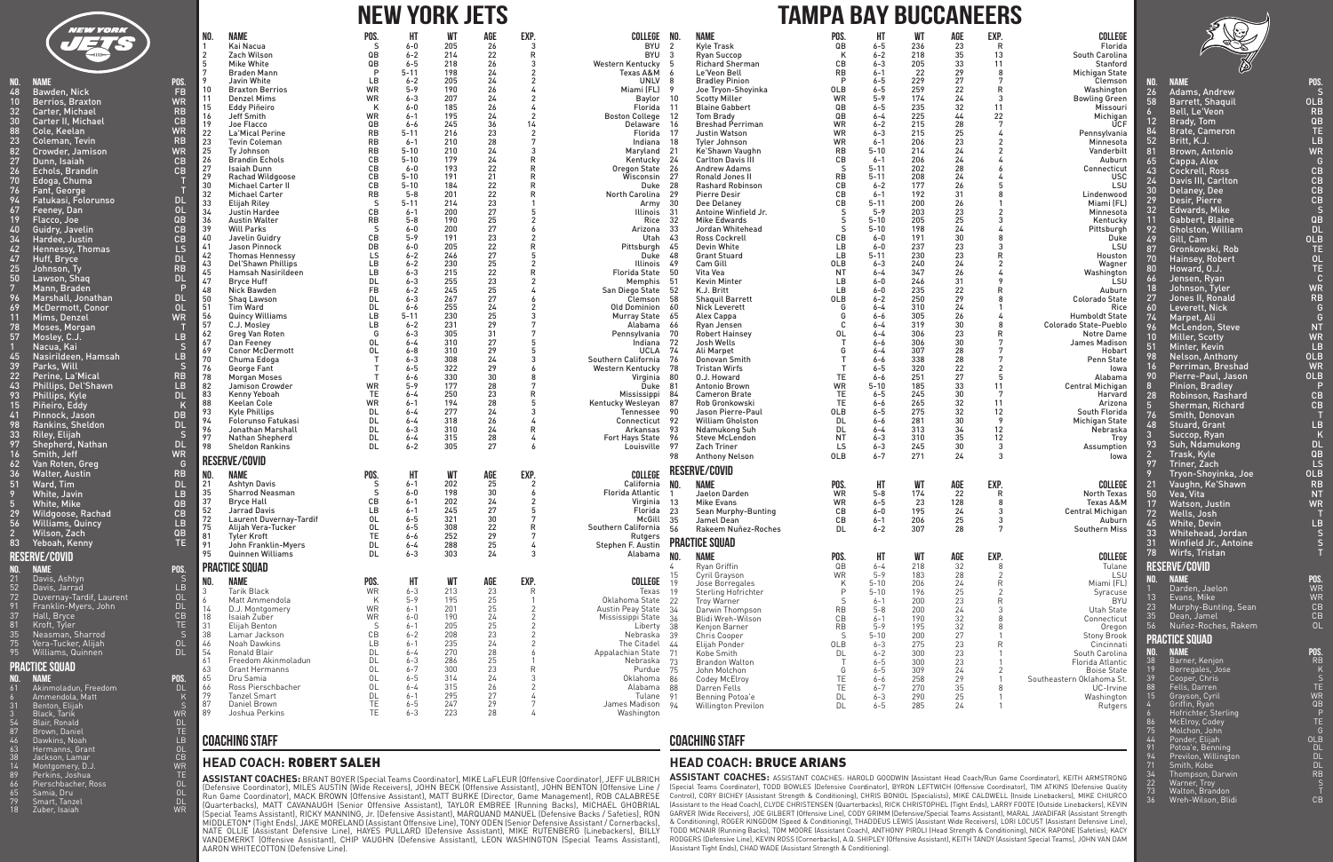# NEW YORK JETS

| NO. | NAME | POS. |
|---|---|---|
| 48 | Bawden, Nick | FB |
| 10 | Berrios, Braxton | WR |
| 32 | Carter, Michael | RB |
| 30 | Carter II, Michael | CB |
| 88 | Cole, Keelan | WR |
| 23 | Coleman, Tevin | RB |
| 82 | Crowder, Jamison | WR |
| 27 | Dunn, Isaiah | CB |
| 26 | Echols, Brandin | CB |
| 70 | Edoga, Chuma | T |
| 76 | Fant, George | T |
| 94 | Fatukasi, Folorunso | DL |
| 67 | Feeney, Dan | OL |
| 19 | Flacco, Joe | QB |
| 40 | Guidry, Javelin | CB |
| 34 | Hardee, Justin | CB |
| 42 | Hennessy, Thomas | LS |
| 47 | Huff, Bryce | DL |
| 25 | Johnson, Ty | RB |
| 50 | Lawson, Shaq | DL |
| 7 | Mann, Braden | P |
| 96 | Marshall, Jonathan | DL |
| 69 | McDermott, Conor | OL |
| 11 | Mims, Denzel | WR |
| 78 | Moses, Morgan | T |
| 57 | Mosley, C.J. | LB |
| 1 | Nacua, Kai | S |
| 45 | Nasirildeen, Hamsah | LB |
| 39 | Parks, Will | S |
| 22 | Perine, La'Mical | RB |
| 43 | Phillips, Del'Shawn | LB |
| 93 | Phillips, Kyle | DL |
| 15 | Piñeiro, Eddy | K |
| 41 | Pinnock, Jason | DB |
| 98 | Rankins, Sheldon | DL |
| 33 | Riley, Elijah | S |
| 97 | Shepherd, Nathan | DL |
| 16 | Smith, Jeff | WR |
| 62 | Van Roten, Greg | G |
| 36 | Walter, Austin | RB |
| 51 | Ward, Tim | DL |
| 9 | White, Javin | LB |
| 5 | White, Mike | QB |
| 29 | Wildgoose, Rachad | CB |
| 56 | Williams, Quincy | LB |
| 2 | Wilson, Zach | QB |
| 83 | Yeboah, Kenny | TE |

## RESERVE/COVID

| NO. | NAME | POS. |
|---|---|---|
| 21 | Davis, Ashtyn | S |
| 52 | Davis, Jarrad | LB |
| 72 | Duvernay-Tardif, Laurent | OL |
| 91 | Franklin-Myers, John | DL |
| 37 | Hall, Bryce | CB |
| 81 | Kroft, Tyler | TE |
| 35 | Neasman, Sharrod | S |
| 75 | Vera-Tucker, Alijah | OL |
| 95 | Williams, Quinnen | DL |

## PRACTICE SQUAD

| NO. | NAME | POS. |
|---|---|---|
| 61 | Akinmoladun, Freedom | DL |
| 6 | Ammendola, Matt | K |
| 31 | Benton, Elijah | S |
| 3 | Black, Tarik | WR |
| 54 | Blair, Ronald | DL |
| 87 | Brown, Daniel | TE |
| 46 | Dawkins, Noah | LB |
| 63 | Hermanns, Grant | OL |
| 38 | Jackson, Lamar | CB |
| 14 | Montgomery, D.J. | WR |
| 89 | Perkins, Joshua | TE |
| 66 | Pierschbacher, Ross | OL |
| 65 | Samia, Dru | OL |
| 79 | Smart, Tanzel | DL |
| 18 | Zuber, Isaiah | WR |

| NO. | NAME | POS. | HT | WT | AGE | EXP. | COLLEGE |
|---|---|---|---|---|---|---|---|
| 1 | Kai Nacua | S | 6-0 | 205 | 26 | 3 | BYU |
| 2 | Zach Wilson | QB | 6-2 | 214 | 22 | R | BYU |
| 5 | Mike White | QB | 6-5 | 218 | 26 | 3 | Western Kentucky |
| 7 | Braden Mann | P | 5-11 | 198 | 24 | 2 | Texas A&M |
| 9 | Javin White | LB | 6-2 | 205 | 24 | 2 | UNLV |
| 10 | Braxton Berrios | WR | 5-9 | 190 | 26 | 4 | Miami (FL) |
| 11 | Denzel Mims | WR | 6-3 | 207 | 24 | 2 | Baylor |
| 15 | Eddy Piñeiro | K | 6-0 | 185 | 26 | 4 | Florida |
| 16 | Jeff Smith | WR | 6-1 | 195 | 24 | 2 | Boston College |
| 19 | Joe Flacco | QB | 6-6 | 245 | 36 | 14 | Delaware |
| 22 | La'Mical Perine | RB | 5-11 | 216 | 23 | 2 | Florida |
| 23 | Tevin Coleman | RB | 6-1 | 210 | 28 | 7 | Indiana |
| 25 | Ty Johnson | RB | 5-10 | 210 | 24 | 3 | Maryland |
| 26 | Brandin Echols | CB | 5-10 | 179 | 24 | R | Kentucky |
| 27 | Isaiah Dunn | CB | 6-0 | 193 | 22 | R | Oregon State |
| 29 | Rachad Wildgoose | CB | 5-10 | 191 | 21 | R | Wisconsin |
| 30 | Michael Carter II | CB | 5-10 | 184 | 22 | R | Duke |
| 32 | Michael Carter | RB | 5-8 | 201 | 22 | R | North Carolina |
| 33 | Elijah Riley | S | 5-11 | 214 | 23 | 1 | Army |
| 34 | Justin Hardee | CB | 6-1 | 200 | 27 | 5 | Illinois |
| 36 | Austin Walter | RB | 5-8 | 190 | 25 | 2 | Rice |
| 39 | Will Parks | S | 6-0 | 200 | 27 | 6 | Arizona |
| 40 | Javelin Guidry | CB | 5-9 | 191 | 23 | 2 | Utah |
| 41 | Jason Pinnock | DB | 6-0 | 205 | 22 | R | Pittsburgh |
| 42 | Thomas Hennessy | LS | 6-2 | 246 | 27 | 5 | Duke |
| 43 | Del'Shawn Phillips | LB | 6-2 | 230 | 25 | 2 | Illinois |
| 45 | Hamsah Nasirildeen | LB | 6-3 | 215 | 22 | R | Florida State |
| 47 | Bryce Huff | DL | 6-3 | 255 | 23 | 2 | Memphis |
| 48 | Nick Bawden | FB | 6-2 | 245 | 25 | 4 | San Diego State |
| 50 | Shaq Lawson | DL | 6-3 | 267 | 27 | 6 | Clemson |
| 51 | Tim Ward | DL | 6-6 | 255 | 24 | 2 | Old Dominion |
| 56 | Quincy Williams | LB | 5-11 | 230 | 25 | 3 | Murray State |
| 57 | C.J. Mosley | LB | 6-2 | 231 | 29 | 7 | Alabama |
| 62 | Greg Van Roten | G | 6-3 | 305 | 31 | 7 | Pennsylvania |
| 67 | Dan Feeney | OL | 6-4 | 310 | 27 | 5 | Indiana |
| 69 | Conor McDermott | OL | 6-8 | 310 | 29 | 5 | UCLA |
| 70 | Chuma Edoga | T | 6-3 | 308 | 24 | 3 | Southern California |
| 76 | George Fant | T | 6-5 | 322 | 29 | 6 | Western Kentucky |
| 78 | Morgan Moses | T | 6-6 | 330 | 30 | 8 | Virginia |
| 82 | Jamison Crowder | WR | 5-9 | 177 | 28 | 7 | Duke |
| 83 | Kenny Yeboah | TE | 6-4 | 250 | 23 | R | Mississippi |
| 88 | Keelan Cole | WR | 6-1 | 194 | 28 | 5 | Kentucky Wesleyan |
| 93 | Kyle Phillips | DL | 6-4 | 277 | 24 | 3 | Tennessee |
| 94 | Folorunso Fatukasi | DL | 6-4 | 318 | 26 | 4 | Connecticut |
| 96 | Jonathan Marshall | DL | 6-3 | 310 | 24 | R | Arkansas |
| 97 | Nathan Shepherd | DL | 6-4 | 315 | 28 | 4 | Fort Hays State |
| 98 | Sheldon Rankins | DL | 6-2 | 305 | 27 | 6 | Louisville |

## RESERVE/COVID

| NO. | NAME | POS. | HT | WT | AGE | EXP. | COLLEGE |
|---|---|---|---|---|---|---|---|
| 21 | Ashtyn Davis | S | 6-1 | 202 | 25 | 2 | California |
| 35 | Sharrod Neasman | S | 6-0 | 198 | 30 | 6 | Florida Atlantic |
| 37 | Bryce Hall | CB | 6-1 | 202 | 24 | 2 | Virginia |
| 52 | Jarrad Davis | LB | 6-1 | 245 | 27 | 5 | Florida |
| 72 | Laurent Duvernay-Tardif | OL | 6-5 | 321 | 30 | 7 | McGill |
| 75 | Alijah Vera-Tucker | OL | 6-5 | 308 | 22 | R | Southern California |
| 81 | Tyler Kroft | TE | 6-6 | 252 | 29 | 7 | Rutgers |
| 91 | John Franklin-Myers | DL | 6-4 | 288 | 25 | 4 | Stephen F. Austin |
| 95 | Quinnen Williams | DL | 6-3 | 303 | 24 | 3 | Alabama |

## PRACTICE SQUAD

| NO. | NAME | POS. | HT | WT | AGE | EXP. | COLLEGE |
|---|---|---|---|---|---|---|---|
| 3 | Tarik Black | WR | 6-3 | 213 | 23 | R | Texas |
| 6 | Matt Ammendola | K | 5-9 | 195 | 25 | 1 | Oklahoma State |
| 14 | D.J. Montgomery | WR | 6-1 | 201 | 25 | 2 | Austin Peay State |
| 18 | Isaiah Zuber | WR | 6-0 | 190 | 24 | 2 | Mississippi State |
| 31 | Elijah Benton | S | 6-1 | 205 | 25 | 2 | Liberty |
| 38 | Lamar Jackson | CB | 6-2 | 208 | 23 | 2 | Nebraska |
| 46 | Noah Dawkins | LB | 6-1 | 235 | 24 | 2 | The Citadel |
| 54 | Ronald Blair | DL | 6-4 | 270 | 28 | 6 | Appalachian State |
| 61 | Freedom Akinmoladun | DL | 6-3 | 286 | 25 | 1 | Nebraska |
| 63 | Grant Hermanns | OL | 6-7 | 300 | 23 | R | Purdue |
| 65 | Dru Samia | OL | 6-5 | 314 | 24 | 3 | Oklahoma |
| 66 | Ross Pierschbacher | OL | 6-4 | 315 | 26 | 2 | Alabama |
| 79 | Tanzel Smart | DL | 6-1 | 295 | 27 | 4 | Tulane |
| 87 | Daniel Brown | TE | 6-5 | 247 | 29 | 7 | James Madison |
| 89 | Joshua Perkins | TE | 6-3 | 223 | 28 | 4 | Washington |

## COACHING STAFF

### HEAD COACH: ROBERT SALEH

**ASSISTANT COACHES:** BRANT BOYER (Special Teams Coordinator), MIKE LaFLEUR (Offensive Coordinator), JEFF ULBRICH (Defensive Coordinator), MILES AUSTIN (Wide Receivers), JOHN BECK (Offensive Assistant), JOHN BENTON (Offensive Line / Run Game Coordinator), MACK BROWN (Offensive Assistant), MATT BURKE (Director, Game Management), ROB CALABRESE (Quarterbacks), MATT CAVANAUGH (Senior Offensive Assistant), TAYLOR EMBREE (Running Backs), MICHAEL GHOBRIAL (Special Teams Assistant), RICKY MANNING, Jr. (Defensive Assistant), MARQUAND MANUEL (Defensive Backs / Safeties), RON MIDDLETON* (Tight Ends), JAKE MORELAND (Assistant Offensive Line), TONY ODEN (Senior Defensive Assistant / Cornerbacks), NATE OLLIE (Assistant Defensive Line), HAYES PULLARD (Defensive Assistant), MIKE RUTENBERG (Linebackers), BILLY VANDEMERKT (Offensive Assistant), CHIP VAUGHN (Defensive Assistant), LEON WASHINGTON (Special Teams Assistant), AARON WHITECOTTON (Defensive Line).

# TAMPA BAY BUCCANEERS

| NO. | NAME | POS. | HT | WT | AGE | EXP. | COLLEGE |
|---|---|---|---|---|---|---|---|
| 2 | Kyle Trask | QB | 6-5 | 236 | 23 | R | Florida |
| 3 | Ryan Succop | K | 6-2 | 218 | 35 | 13 | South Carolina |
| 5 | Richard Sherman | CB | 6-3 | 205 | 33 | 11 | Stanford |
| 6 | Le'Veon Bell | RB | 6-1 | 22 | 29 | 8 | Michigan State |
| 8 | Bradley Pinion | P | 6-5 | 229 | 27 | 7 | Clemson |
| 9 | Joe Tryon-Shoyinka | OLB | 6-5 | 259 | 22 | R | Washington |
| 10 | Scotty Miller | WR | 5-9 | 174 | 24 | 3 | Bowling Green |
| 11 | Blaine Gabbert | QB | 6-5 | 235 | 32 | 11 | Missouri |
| 12 | Tom Brady | QB | 6-4 | 225 | 44 | 22 | Michigan |
| 16 | Breshad Perriman | WR | 6-2 | 215 | 28 | 7 | UCF |
| 17 | Justin Watson | WR | 6-3 | 215 | 25 | 4 | Pennsylvania |
| 18 | Tyler Johnson | WR | 6-1 | 206 | 23 | 2 | Minnesota |
| 21 | Ke'Shawn Vaughn | RB | 5-10 | 214 | 24 | 2 | Vanderbilt |
| 24 | Carlton Davis III | CB | 6-1 | 206 | 24 | 4 | Auburn |
| 26 | Andrew Adams | S | 5-11 | 202 | 28 | 6 | Connecticut |
| 27 | Ronald Jones II | RB | 5-11 | 208 | 24 | 4 | USC |
| 28 | Rashard Robinson | CB | 6-2 | 177 | 26 | 5 | LSU |
| 29 | Pierre Desir | CB | 6-1 | 192 | 31 | 8 | Lindenwood |
| 30 | Dee Delaney | CB | 5-11 | 200 | 26 | 1 | Miami (FL) |
| 31 | Antoine Winfield Jr. | S | 5-9 | 203 | 23 | 2 | Minnesota |
| 32 | Mike Edwards | S | 5-10 | 205 | 25 | 3 | Kentucky |
| 33 | Jordan Whitehead | S | 5-10 | 198 | 24 | 4 | Pittsburgh |
| 43 | Ross Cockrell | CB | 6-0 | 191 | 30 | 8 | Duke |
| 45 | Devin White | LB | 6-0 | 237 | 23 | 3 | LSU |
| 48 | Grant Stuard | LB | 5-11 | 230 | 23 | R | Houston |
| 49 | Cam Gill | OLB | 6-3 | 240 | 24 | 2 | Wagner |
| 50 | Vita Vea | NT | 6-4 | 347 | 26 | 4 | Washington |
| 51 | Kevin Minter | LB | 6-0 | 246 | 31 | 9 | LSU |
| 52 | K.J. Britt | LB | 6-0 | 235 | 22 | R | Auburn |
| 58 | Shaquil Barrett | OLB | 6-2 | 250 | 29 | 8 | Colorado State |
| 60 | Nick Leverett | G | 6-4 | 310 | 24 | 1 | Rice |
| 65 | Alex Cappa | G | 6-6 | 305 | 26 | 4 | Humboldt State |
| 66 | Ryan Jensen | C | 6-4 | 319 | 30 | 8 | Colorado State-Pueblo |
| 70 | Robert Hainsey | OL | 6-4 | 306 | 23 | R | Notre Dame |
| 72 | Josh Wells | T | 6-6 | 306 | 30 | 7 | James Madison |
| 74 | Ali Marpet | G | 6-4 | 307 | 28 | 7 | Hobart |
| 76 | Donovan Smith | T | 6-6 | 338 | 28 | 7 | Penn State |
| 78 | Tristan Wirfs | T | 6-5 | 320 | 22 | 2 | Iowa |
| 80 | O.J. Howard | TE | 6-6 | 251 | 27 | 5 | Alabama |
| 81 | Antonio Brown | WR | 5-10 | 185 | 33 | 11 | Central Michigan |
| 84 | Cameron Brate | TE | 6-5 | 245 | 30 | 7 | Harvard |
| 87 | Rob Gronkowski | TE | 6-6 | 265 | 32 | 11 | Arizona |
| 90 | Jason Pierre-Paul | OLB | 6-5 | 275 | 32 | 12 | South Florida |
| 92 | William Gholston | DL | 6-6 | 281 | 30 | 9 | Michigan State |
| 93 | Ndamukong Suh | DL | 6-4 | 313 | 34 | 12 | Nebraska |
| 96 | Steve McLendon | NT | 6-3 | 310 | 35 | 12 | Troy |
| 97 | Zach Triner | LS | 6-3 | 245 | 30 | 3 | Assumption |
| 98 | Anthony Nelson | OLB | 6-7 | 271 | 24 | 3 | Iowa |

## RESERVE/COVID

| NO. | NAME | POS. | HT | WT | AGE | EXP. | COLLEGE |
|---|---|---|---|---|---|---|---|
| 1 | Jaelon Darden | WR | 5-8 | 174 | 22 | R | North Texas |
| 13 | Mike Evans | WR | 6-5 | 23 | 128 | 8 | Texas A&M |
| 23 | Sean Murphy-Bunting | CB | 6-0 | 195 | 24 | 3 | Central Michigan |
| 35 | Jamel Dean | CB | 6-1 | 206 | 25 | 3 | Auburn |
| 56 | Rakeem Nuñez-Roches | DL | 6-2 | 307 | 28 | 7 | Southern Miss |

## PRACTICE SQUAD

| NO. | NAME | POS. | HT | WT | AGE | EXP. | COLLEGE |
|---|---|---|---|---|---|---|---|
| 4 | Ryan Griffin | QB | 6-4 | 218 | 32 | 8 | Tulane |
| 15 | Cyril Grayson | WR | 5-9 | 183 | 28 | 2 | LSU |
| 19 | Jose Borregales | K | 5-10 | 206 | 24 | R | Miami (FL) |
| 19 | Sterling Hofrichter | P | 5-10 | 196 | 25 | 2 | Syracuse |
| 22 | Troy Warner | S | 6-1 | 200 | 23 | R | BYU |
| 34 | Darwin Thompson | RB | 5-8 | 200 | 24 | 3 | Utah State |
| 36 | Blidi Wreh-Wilson | CB | 6-1 | 190 | 32 | 8 | Connecticut |
| 38 | Kenjon Barner | RB | 5-9 | 195 | 32 | 8 | Oregon |
| 39 | Chris Cooper | S | 5-10 | 200 | 27 | 1 | Stony Brook |
| 44 | Elijah Ponder | OLB | 6-3 | 275 | 23 | R | Cincinnati |
| 71 | Kobe Smith | DL | 6-2 | 300 | 23 | 1 | South Carolina |
| 73 | Brandon Walton | T | 6-5 | 300 | 23 | 1 | Florida Atlantic |
| 75 | John Molchon | G | 6-5 | 309 | 24 | 2 | Boise State |
| 86 | Codey McElroy | TE | 6-6 | 258 | 29 | 1 | Southeastern Oklahoma St. |
| 88 | Darren Fells | TE | 6-7 | 270 | 35 | 8 | UC-Irvine |
| 91 | Benning Potoa'e | DL | 6-3 | 290 | 25 | 1 | Washington |
| 94 | Willington Previlon | DL | 6-5 | 285 | 24 | 1 | Rutgers |

## COACHING STAFF

### HEAD COACH: BRUCE ARIANS

**ASSISTANT COACHES:** ASSISTANT COACHES: HAROLD GOODWIN (Assistant Head Coach/Run Game Coordinator), KEITH ARMSTRONG (Special Teams Coordinator), TODD BOWLES (Defensive Coordinator), BYRON LEFTWICH (Offensive Coordinator), TIM ATKINS (Defensive Quality Control), CORY BICHEY (Assistant Strength & Conditioning), CHRIS BONIOL (Specialists), MIKE CALDWELL (Inside Linebackers), MIKE CHIURCO (Assistant to the Head Coach), CLYDE CHRISTENSEN (Quarterbacks), RICK CHRISTOPHEL (Tight Ends), LARRY FOOTE (Outside Linebackers), KEVIN GARVER (Wide Receivers), JOE GILBERT (Offensive Line), CODY GRIMM (Defensive/Special Teams Assistant), MARAL JAVADIFAR (Assistant Strength & Conditioning), ROGER KINGDOM (Speed & Conditioning), THADDEUS LEWIS (Assistant Wide Receivers), LORI LOCUST (Assistant Defensive Line), TODD MCNAIR (Running Backs), TOM MOORE (Assistant Coach), ANTHONY PIROLI (Head Strength & Conditioning), NICK RAPONE (Safeties), KACY RODGERS (Defensive Line), KEVIN ROSS (Cornerbacks), A.Q. SHIPLEY (Offensive Assistant), KEITH TANDY (Assistant Special Teams), JOHN VAN DAM (Assistant Tight Ends), CHAD WADE (Assistant Strength & Conditioning).

| NO. | NAME | POS. |
|---|---|---|
| 26 | Adams, Andrew | S |
| 58 | Barrett, Shaquil | OLB |
| 6 | Bell, Le'Veon | RB |
| 12 | Brady, Tom | QB |
| 84 | Brate, Cameron | TE |
| 52 | Britt, K.J. | LB |
| 81 | Brown, Antonio | WR |
| 65 | Cappa, Alex | G |
| 43 | Cockrell, Ross | CB |
| 24 | Davis III, Carlton | CB |
| 30 | Delaney, Dee | CB |
| 29 | Desir, Pierre | CB |
| 32 | Edwards, Mike | S |
| 11 | Gabbert, Blaine | QB |
| 92 | Gholston, William | DL |
| 49 | Gill, Cam | OLB |
| 87 | Gronkowski, Rob | TE |
| 70 | Hainsey, Robert | OL |
| 80 | Howard, O.J. | TE |
| 66 | Jensen, Ryan | C |
| 18 | Johnson, Tyler | WR |
| 27 | Jones II, Ronald | RB |
| 60 | Leverett, Nick | G |
| 74 | Marpet, Ali | G |
| 96 | McLendon, Steve | NT |
| 10 | Miller, Scotty | WR |
| 51 | Minter, Kevin | LB |
| 98 | Nelson, Anthony | OLB |
| 16 | Perriman, Breshad | WR |
| 90 | Pierre-Paul, Jason | OLB |
| 8 | Pinion, Bradley | P |
| 28 | Robinson, Rashard | CB |
| 5 | Sherman, Richard | CB |
| 76 | Smith, Donovan | T |
| 48 | Stuard, Grant | LB |
| 3 | Succop, Ryan | K |
| 93 | Suh, Ndamukong | DL |
| 2 | Trask, Kyle | QB |
| 97 | Triner, Zach | LS |
| 9 | Tryon-Shoyinka, Joe | OLB |
| 21 | Vaughn, Ke'Shawn | RB |
| 50 | Vea, Vita | NT |
| 17 | Watson, Justin | WR |
| 72 | Wells, Josh | T |
| 45 | White, Devin | LB |
| 33 | Whitehead, Jordan | S |
| 31 | Winfield Jr., Antoine | S |
| 78 | Wirfs, Tristan | T |

## RESERVE/COVID

| NO. | NAME | POS. |
|---|---|---|
| 1 | Darden, Jaelon | WR |
| 13 | Evans, Mike | WR |
| 23 | Murphy-Bunting, Sean | CB |
| 35 | Dean, Jamel | CB |
| 56 | Nuñez-Roches, Rakem | OL |

## PRACTICE SQUAD

| NO. | NAME | POS. |
|---|---|---|
| 38 | Barner, Kenjon | RB |
| 19 | Borregales, Jose | K |
| 39 | Cooper, Chris | S |
| 88 | Fells, Darren | TE |
| 15 | Grayson, Cyril | WR |
| 4 | Griffin, Ryan | QB |
| 6 | Hofrichter, Sterling | P |
| 86 | McElroy, Codey | TE |
| 75 | Molchon, John | G |
| 44 | Ponder, Elijah | OLB |
| 91 | Potoa'e, Benning | DL |
| 94 | Previlon, Willington | DL |
| 71 | Smith, Kobe | DL |
| 34 | Thompson, Darwin | RB |
| 22 | Warner, Troy | S |
| 73 | Walton, Brandon | T |
| 36 | Wreh-Wilson, Blidi | CB |